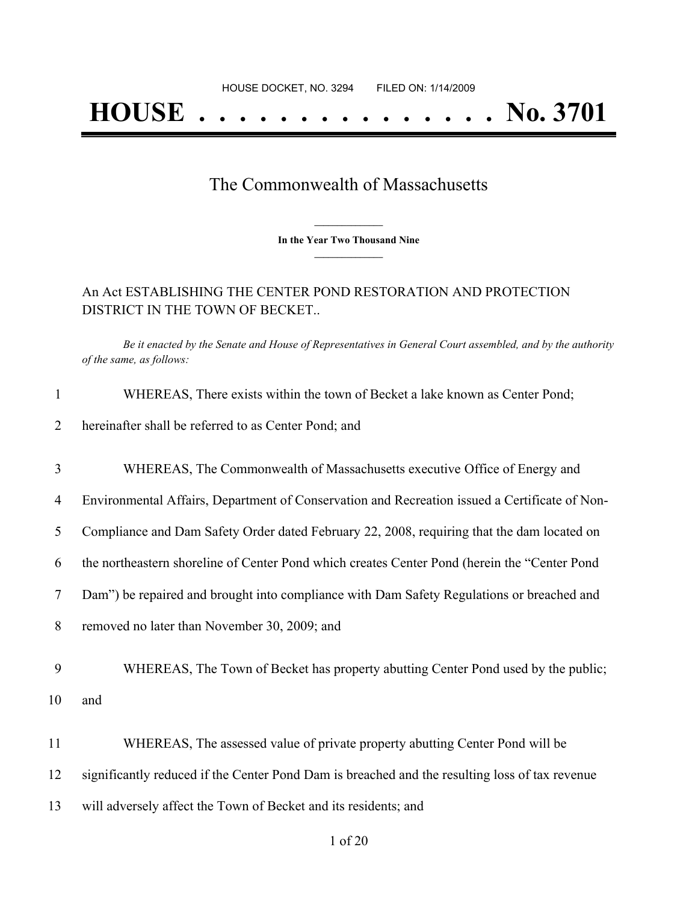HOUSE DOCKET, NO. 3294 FILED ON: 1/14/2009

# HOUSE . . . . . . . . . . . . . . . No. 3701

## The Commonwealth of Massachusetts

**In the Year Two Thousand Nine**

An Act ESTABLISHING THE CENTER POND RESTORATION AND PROTECTION DISTRICT IN THE TOWN OF BECKET..

*Be it enacted by the Senate and House of Representatives in General Court assembled, and by the authority of the same, as follows:*

1 WHEREAS, There exists within the town of Becket a lake known as Center Pond;
2 hereinafter shall be referred to as Center Pond; and

3 WHEREAS, The Commonwealth of Massachusetts executive Office of Energy and
4 Environmental Affairs, Department of Conservation and Recreation issued a Certificate of Non-
5 Compliance and Dam Safety Order dated February 22, 2008, requiring that the dam located on
6 the northeastern shoreline of Center Pond which creates Center Pond (herein the "Center Pond
7 Dam") be repaired and brought into compliance with Dam Safety Regulations or breached and
8 removed no later than November 30, 2009; and

9 WHEREAS, The Town of Becket has property abutting Center Pond used by the public;
10 and

11 WHEREAS, The assessed value of private property abutting Center Pond will be
12 significantly reduced if the Center Pond Dam is breached and the resulting loss of tax revenue
13 will adversely affect the Town of Becket and its residents; and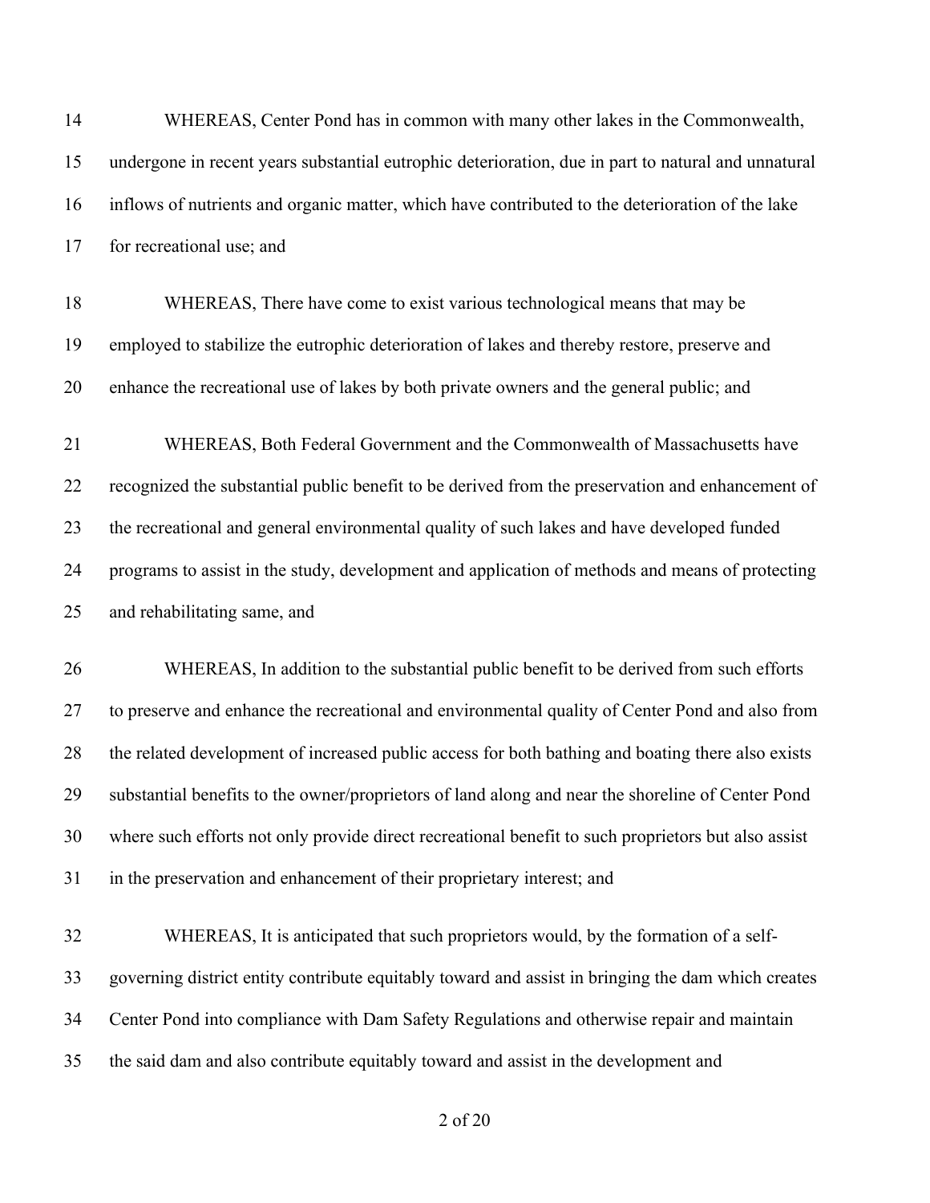WHEREAS, Center Pond has in common with many other lakes in the Commonwealth, undergone in recent years substantial eutrophic deterioration, due in part to natural and unnatural inflows of nutrients and organic matter, which have contributed to the deterioration of the lake for recreational use; and

WHEREAS, There have come to exist various technological means that may be employed to stabilize the eutrophic deterioration of lakes and thereby restore, preserve and enhance the recreational use of lakes by both private owners and the general public; and

WHEREAS, Both Federal Government and the Commonwealth of Massachusetts have recognized the substantial public benefit to be derived from the preservation and enhancement of the recreational and general environmental quality of such lakes and have developed funded programs to assist in the study, development and application of methods and means of protecting and rehabilitating same, and

WHEREAS, In addition to the substantial public benefit to be derived from such efforts to preserve and enhance the recreational and environmental quality of Center Pond and also from the related development of increased public access for both bathing and boating there also exists substantial benefits to the owner/proprietors of land along and near the shoreline of Center Pond where such efforts not only provide direct recreational benefit to such proprietors but also assist in the preservation and enhancement of their proprietary interest; and

WHEREAS, It is anticipated that such proprietors would, by the formation of a self-governing district entity contribute equitably toward and assist in bringing the dam which creates Center Pond into compliance with Dam Safety Regulations and otherwise repair and maintain the said dam and also contribute equitably toward and assist in the development and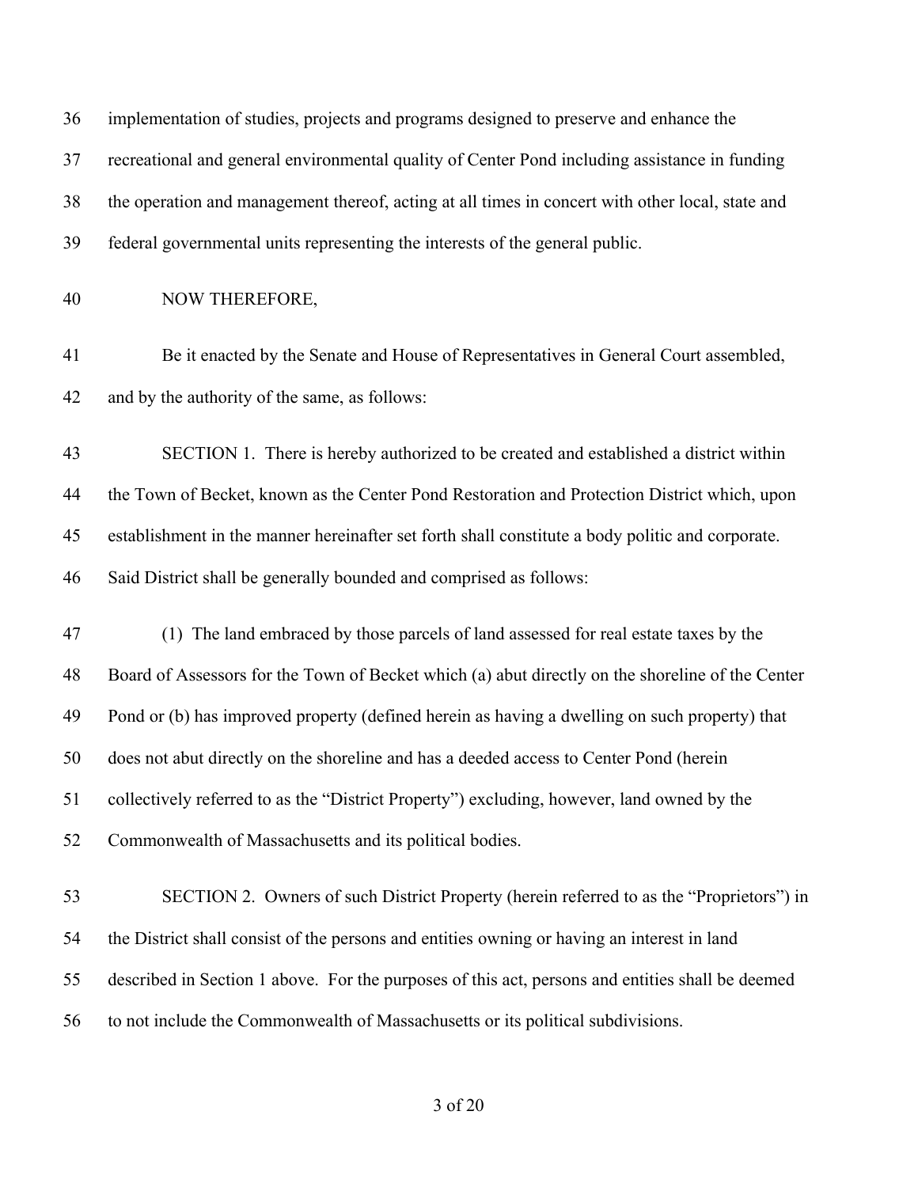implementation of studies, projects and programs designed to preserve and enhance the recreational and general environmental quality of Center Pond including assistance in funding the operation and management thereof, acting at all times in concert with other local, state and federal governmental units representing the interests of the general public.

NOW THEREFORE,

Be it enacted by the Senate and House of Representatives in General Court assembled, and by the authority of the same, as follows:

SECTION 1. There is hereby authorized to be created and established a district within the Town of Becket, known as the Center Pond Restoration and Protection District which, upon establishment in the manner hereinafter set forth shall constitute a body politic and corporate. Said District shall be generally bounded and comprised as follows:

(1) The land embraced by those parcels of land assessed for real estate taxes by the Board of Assessors for the Town of Becket which (a) abut directly on the shoreline of the Center Pond or (b) has improved property (defined herein as having a dwelling on such property) that does not abut directly on the shoreline and has a deeded access to Center Pond (herein collectively referred to as the "District Property") excluding, however, land owned by the Commonwealth of Massachusetts and its political bodies.

SECTION 2. Owners of such District Property (herein referred to as the "Proprietors") in the District shall consist of the persons and entities owning or having an interest in land described in Section 1 above. For the purposes of this act, persons and entities shall be deemed to not include the Commonwealth of Massachusetts or its political subdivisions.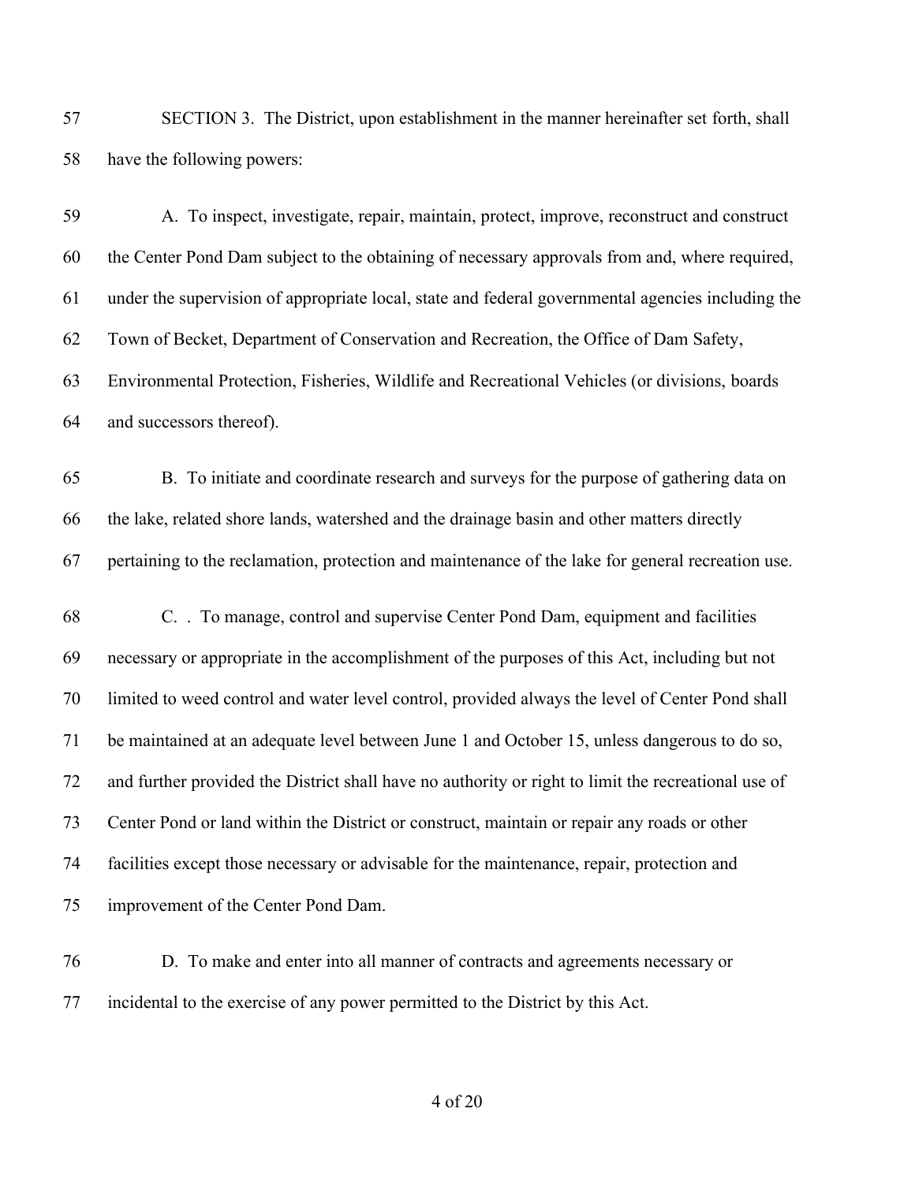SECTION 3. The District, upon establishment in the manner hereinafter set forth, shall have the following powers:

A. To inspect, investigate, repair, maintain, protect, improve, reconstruct and construct the Center Pond Dam subject to the obtaining of necessary approvals from and, where required, under the supervision of appropriate local, state and federal governmental agencies including the Town of Becket, Department of Conservation and Recreation, the Office of Dam Safety, Environmental Protection, Fisheries, Wildlife and Recreational Vehicles (or divisions, boards and successors thereof).

B. To initiate and coordinate research and surveys for the purpose of gathering data on the lake, related shore lands, watershed and the drainage basin and other matters directly pertaining to the reclamation, protection and maintenance of the lake for general recreation use.

C. . To manage, control and supervise Center Pond Dam, equipment and facilities necessary or appropriate in the accomplishment of the purposes of this Act, including but not limited to weed control and water level control, provided always the level of Center Pond shall be maintained at an adequate level between June 1 and October 15, unless dangerous to do so, and further provided the District shall have no authority or right to limit the recreational use of Center Pond or land within the District or construct, maintain or repair any roads or other facilities except those necessary or advisable for the maintenance, repair, protection and improvement of the Center Pond Dam.

D. To make and enter into all manner of contracts and agreements necessary or incidental to the exercise of any power permitted to the District by this Act.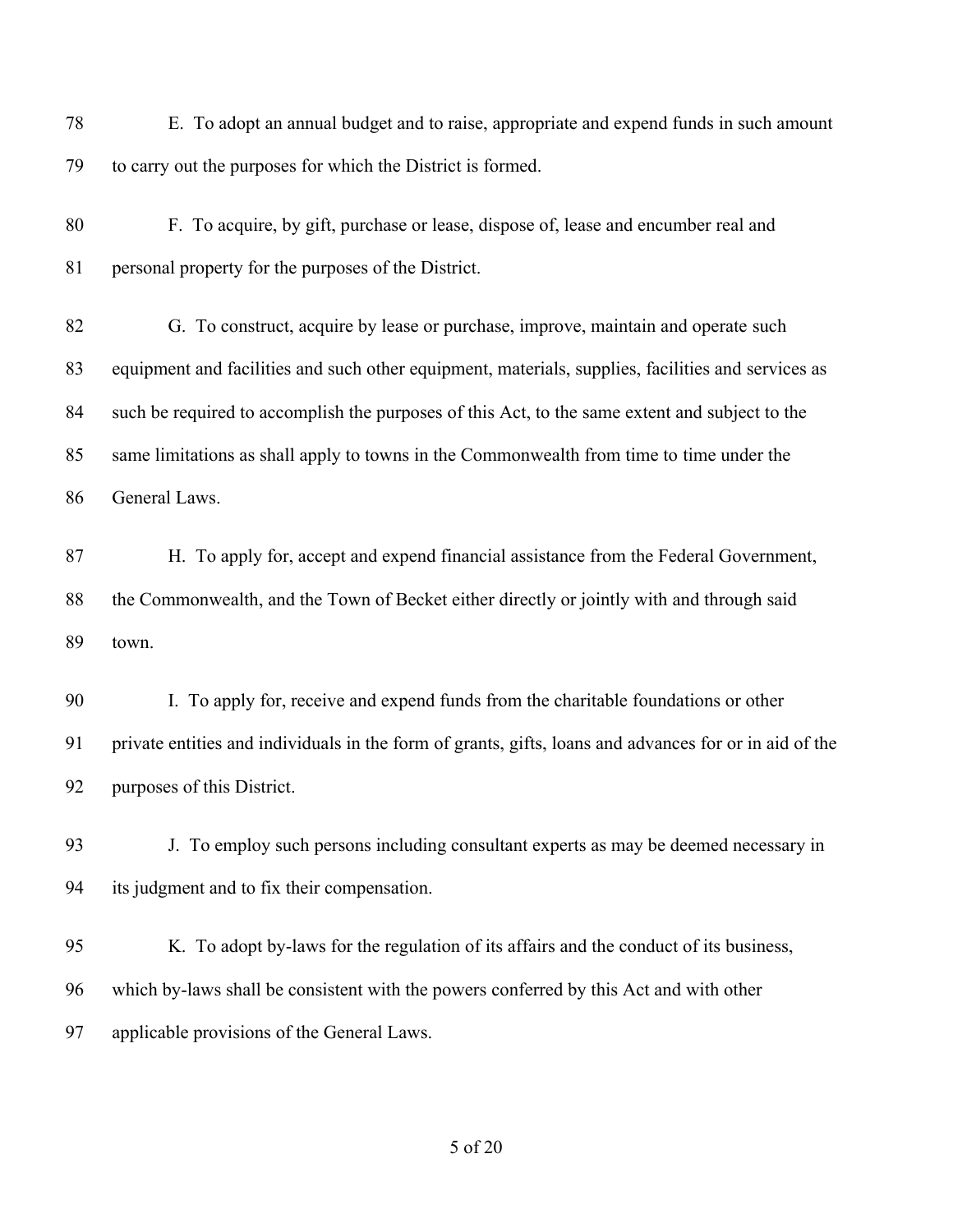E. To adopt an annual budget and to raise, appropriate and expend funds in such amount to carry out the purposes for which the District is formed.

F. To acquire, by gift, purchase or lease, dispose of, lease and encumber real and personal property for the purposes of the District.

G. To construct, acquire by lease or purchase, improve, maintain and operate such equipment and facilities and such other equipment, materials, supplies, facilities and services as such be required to accomplish the purposes of this Act, to the same extent and subject to the same limitations as shall apply to towns in the Commonwealth from time to time under the General Laws.

H. To apply for, accept and expend financial assistance from the Federal Government, the Commonwealth, and the Town of Becket either directly or jointly with and through said town.

I. To apply for, receive and expend funds from the charitable foundations or other private entities and individuals in the form of grants, gifts, loans and advances for or in aid of the purposes of this District.

J. To employ such persons including consultant experts as may be deemed necessary in its judgment and to fix their compensation.

K. To adopt by-laws for the regulation of its affairs and the conduct of its business, which by-laws shall be consistent with the powers conferred by this Act and with other applicable provisions of the General Laws.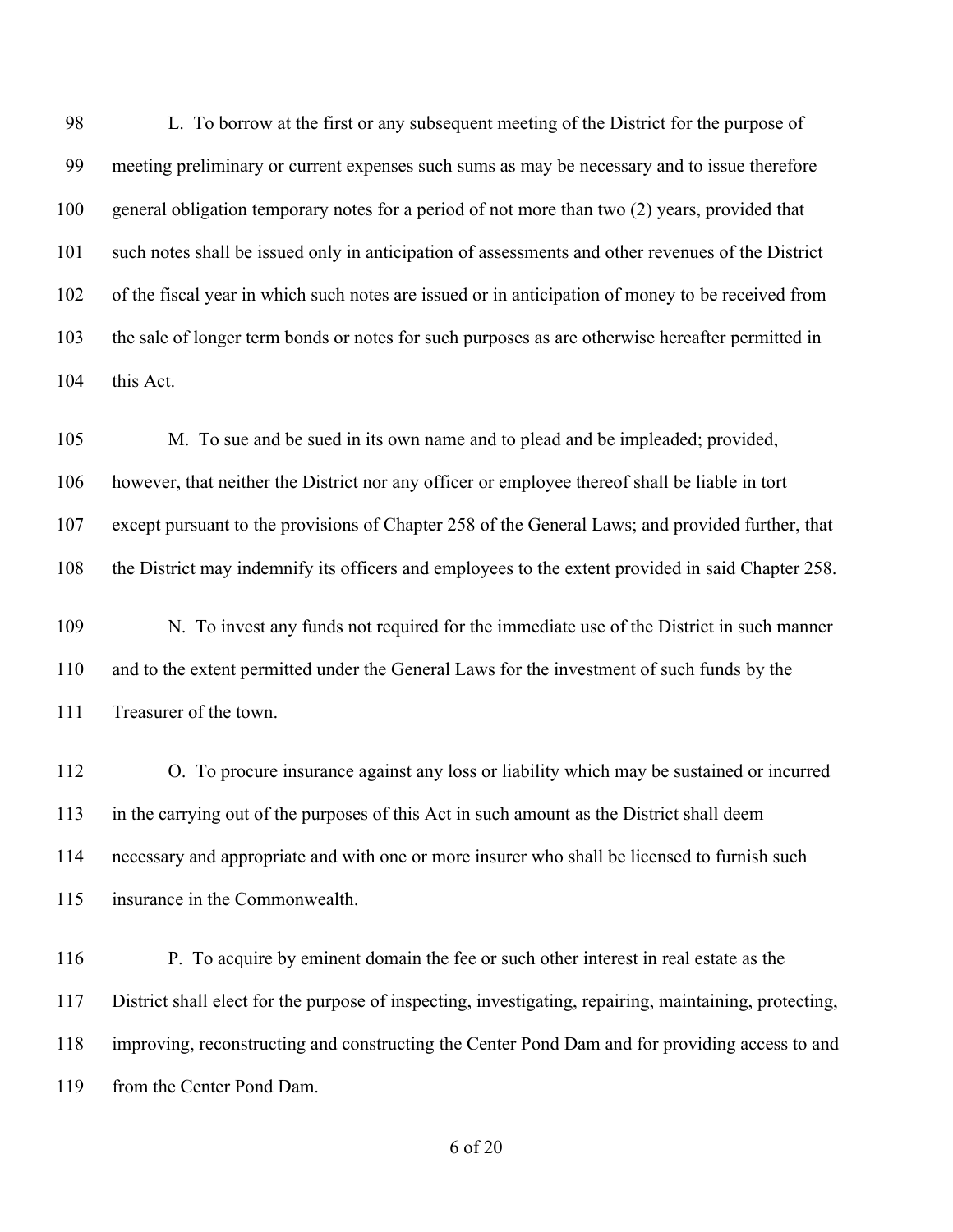L. To borrow at the first or any subsequent meeting of the District for the purpose of meeting preliminary or current expenses such sums as may be necessary and to issue therefore general obligation temporary notes for a period of not more than two (2) years, provided that such notes shall be issued only in anticipation of assessments and other revenues of the District of the fiscal year in which such notes are issued or in anticipation of money to be received from the sale of longer term bonds or notes for such purposes as are otherwise hereafter permitted in this Act.

M. To sue and be sued in its own name and to plead and be impleaded; provided, however, that neither the District nor any officer or employee thereof shall be liable in tort except pursuant to the provisions of Chapter 258 of the General Laws; and provided further, that the District may indemnify its officers and employees to the extent provided in said Chapter 258.

N. To invest any funds not required for the immediate use of the District in such manner and to the extent permitted under the General Laws for the investment of such funds by the Treasurer of the town.

O. To procure insurance against any loss or liability which may be sustained or incurred in the carrying out of the purposes of this Act in such amount as the District shall deem necessary and appropriate and with one or more insurer who shall be licensed to furnish such insurance in the Commonwealth.

P. To acquire by eminent domain the fee or such other interest in real estate as the District shall elect for the purpose of inspecting, investigating, repairing, maintaining, protecting, improving, reconstructing and constructing the Center Pond Dam and for providing access to and from the Center Pond Dam.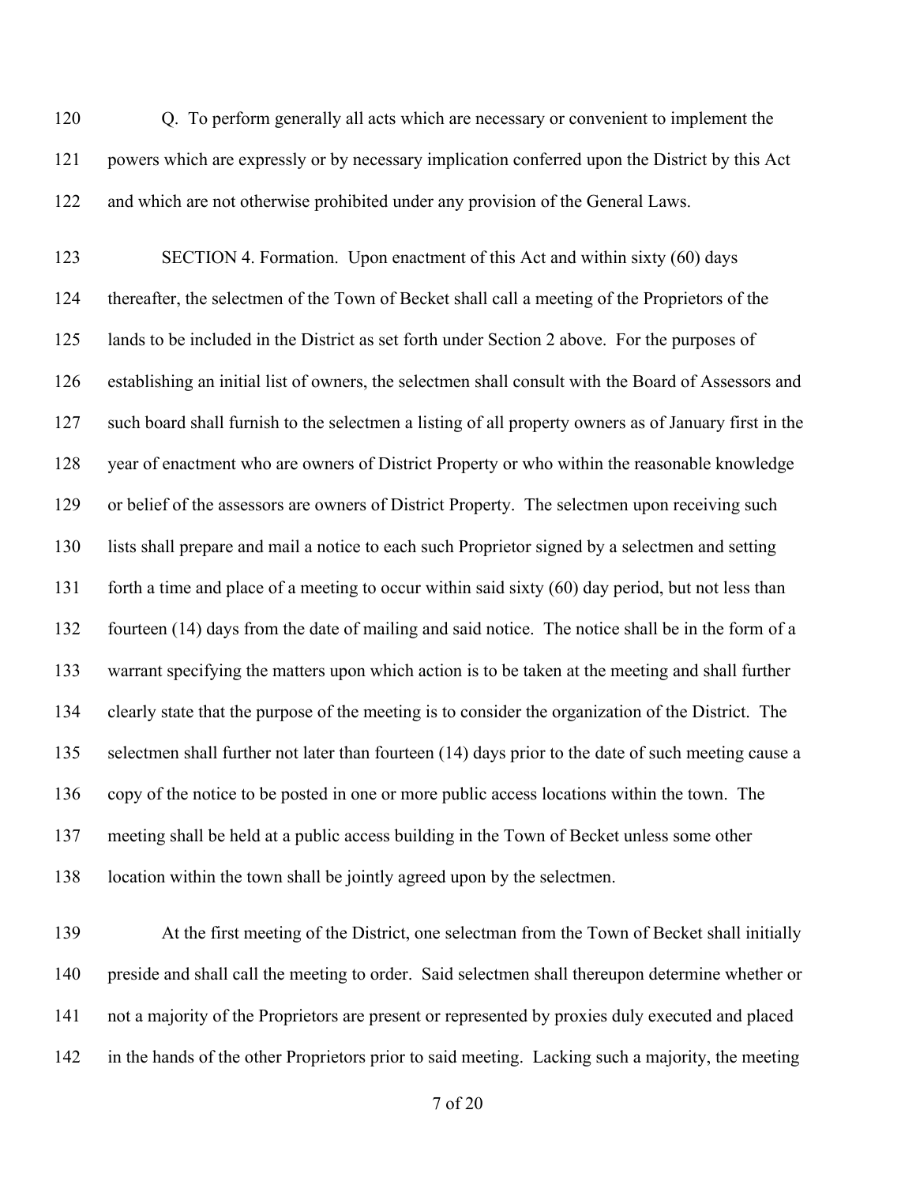Q. To perform generally all acts which are necessary or convenient to implement the powers which are expressly or by necessary implication conferred upon the District by this Act and which are not otherwise prohibited under any provision of the General Laws.

SECTION 4. Formation. Upon enactment of this Act and within sixty (60) days thereafter, the selectmen of the Town of Becket shall call a meeting of the Proprietors of the lands to be included in the District as set forth under Section 2 above. For the purposes of establishing an initial list of owners, the selectmen shall consult with the Board of Assessors and such board shall furnish to the selectmen a listing of all property owners as of January first in the year of enactment who are owners of District Property or who within the reasonable knowledge or belief of the assessors are owners of District Property. The selectmen upon receiving such lists shall prepare and mail a notice to each such Proprietor signed by a selectmen and setting forth a time and place of a meeting to occur within said sixty (60) day period, but not less than fourteen (14) days from the date of mailing and said notice. The notice shall be in the form of a warrant specifying the matters upon which action is to be taken at the meeting and shall further clearly state that the purpose of the meeting is to consider the organization of the District. The selectmen shall further not later than fourteen (14) days prior to the date of such meeting cause a copy of the notice to be posted in one or more public access locations within the town. The meeting shall be held at a public access building in the Town of Becket unless some other location within the town shall be jointly agreed upon by the selectmen.

At the first meeting of the District, one selectman from the Town of Becket shall initially preside and shall call the meeting to order. Said selectmen shall thereupon determine whether or not a majority of the Proprietors are present or represented by proxies duly executed and placed in the hands of the other Proprietors prior to said meeting. Lacking such a majority, the meeting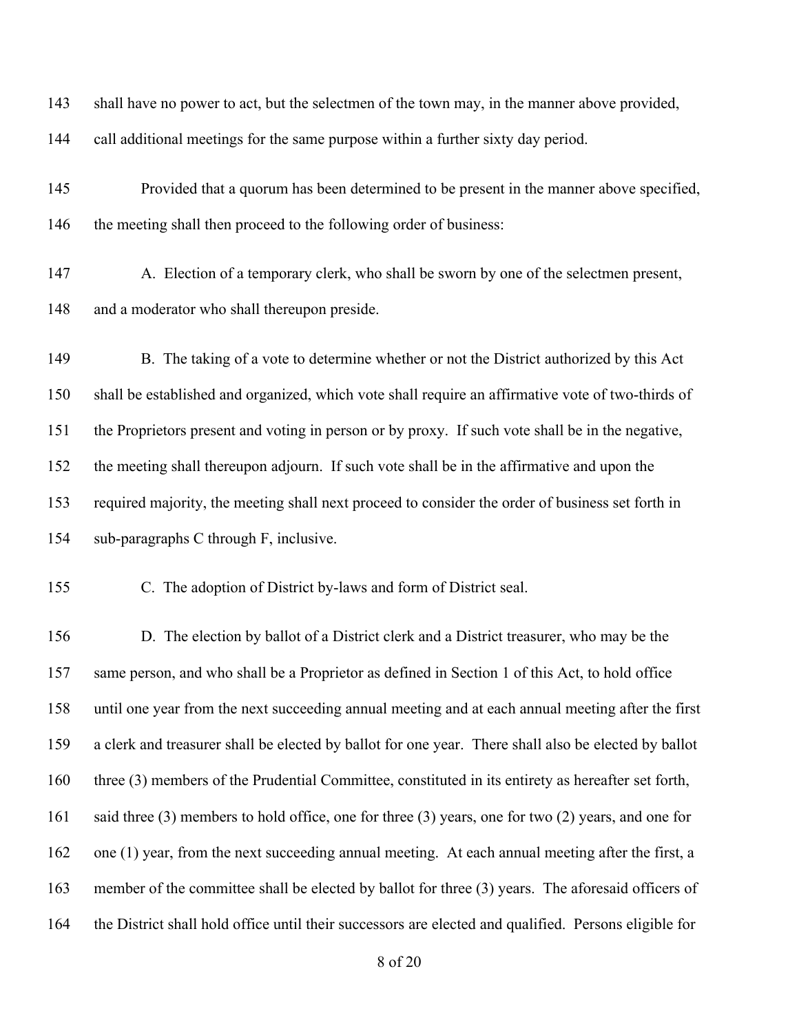shall have no power to act, but the selectmen of the town may, in the manner above provided, call additional meetings for the same purpose within a further sixty day period.

Provided that a quorum has been determined to be present in the manner above specified, the meeting shall then proceed to the following order of business:

A. Election of a temporary clerk, who shall be sworn by one of the selectmen present, and a moderator who shall thereupon preside.

B. The taking of a vote to determine whether or not the District authorized by this Act shall be established and organized, which vote shall require an affirmative vote of two-thirds of the Proprietors present and voting in person or by proxy. If such vote shall be in the negative, the meeting shall thereupon adjourn. If such vote shall be in the affirmative and upon the required majority, the meeting shall next proceed to consider the order of business set forth in sub-paragraphs C through F, inclusive.

C. The adoption of District by-laws and form of District seal.

D. The election by ballot of a District clerk and a District treasurer, who may be the same person, and who shall be a Proprietor as defined in Section 1 of this Act, to hold office until one year from the next succeeding annual meeting and at each annual meeting after the first a clerk and treasurer shall be elected by ballot for one year. There shall also be elected by ballot three (3) members of the Prudential Committee, constituted in its entirety as hereafter set forth, said three (3) members to hold office, one for three (3) years, one for two (2) years, and one for one (1) year, from the next succeeding annual meeting. At each annual meeting after the first, a member of the committee shall be elected by ballot for three (3) years. The aforesaid officers of the District shall hold office until their successors are elected and qualified. Persons eligible for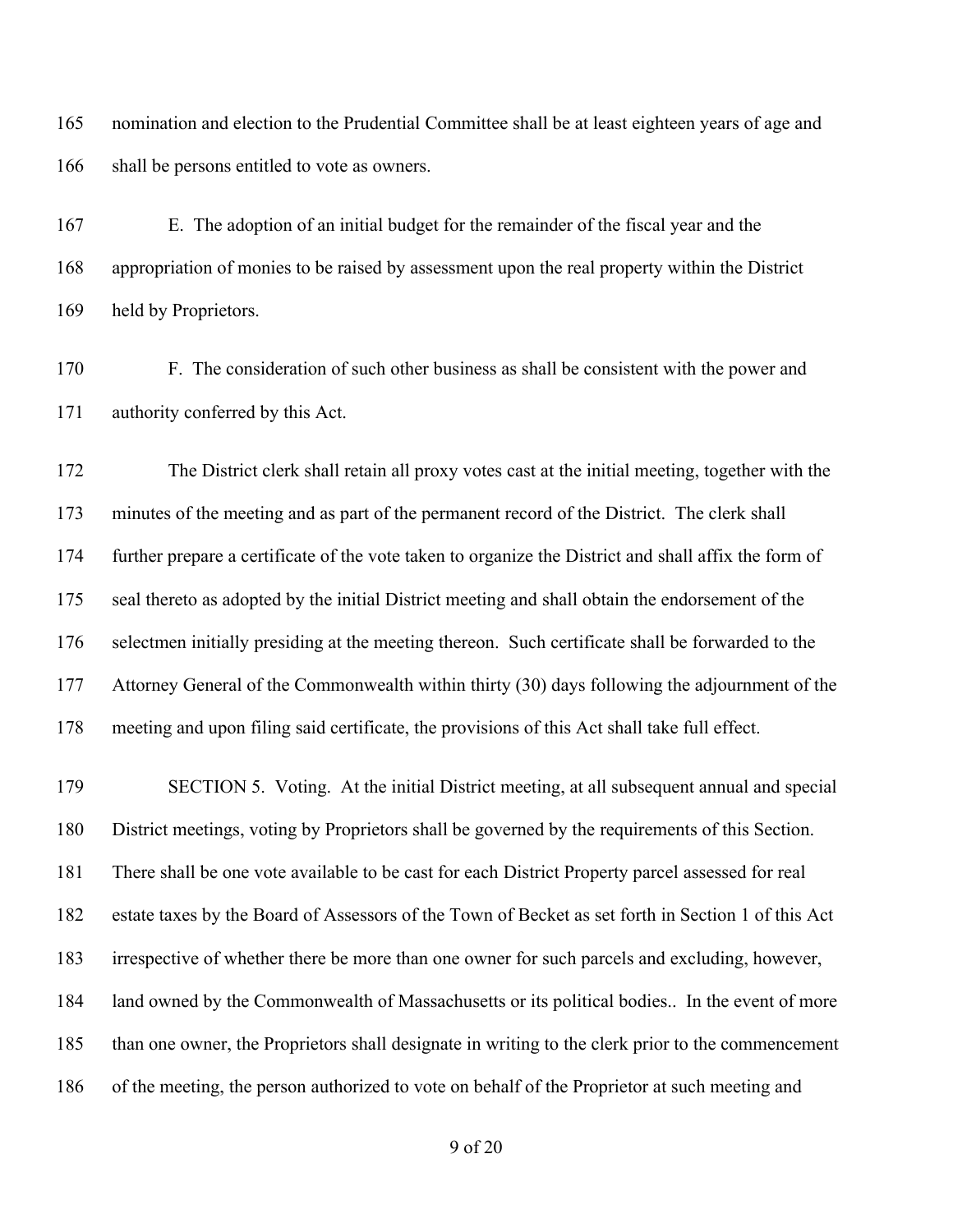nomination and election to the Prudential Committee shall be at least eighteen years of age and shall be persons entitled to vote as owners.

E. The adoption of an initial budget for the remainder of the fiscal year and the appropriation of monies to be raised by assessment upon the real property within the District held by Proprietors.

F. The consideration of such other business as shall be consistent with the power and authority conferred by this Act.

The District clerk shall retain all proxy votes cast at the initial meeting, together with the minutes of the meeting and as part of the permanent record of the District. The clerk shall further prepare a certificate of the vote taken to organize the District and shall affix the form of seal thereto as adopted by the initial District meeting and shall obtain the endorsement of the selectmen initially presiding at the meeting thereon. Such certificate shall be forwarded to the Attorney General of the Commonwealth within thirty (30) days following the adjournment of the meeting and upon filing said certificate, the provisions of this Act shall take full effect.

SECTION 5. Voting. At the initial District meeting, at all subsequent annual and special District meetings, voting by Proprietors shall be governed by the requirements of this Section. There shall be one vote available to be cast for each District Property parcel assessed for real estate taxes by the Board of Assessors of the Town of Becket as set forth in Section 1 of this Act irrespective of whether there be more than one owner for such parcels and excluding, however, land owned by the Commonwealth of Massachusetts or its political bodies.. In the event of more than one owner, the Proprietors shall designate in writing to the clerk prior to the commencement of the meeting, the person authorized to vote on behalf of the Proprietor at such meeting and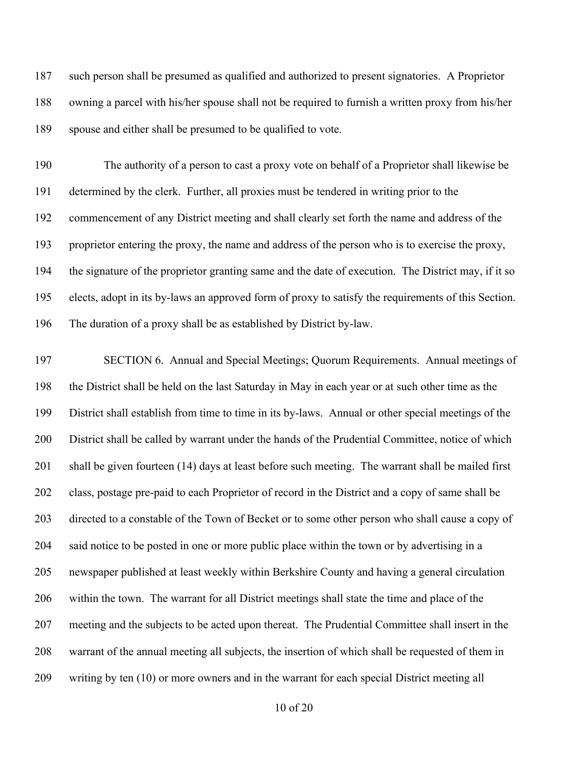such person shall be presumed as qualified and authorized to present signatories. A Proprietor owning a parcel with his/her spouse shall not be required to furnish a written proxy from his/her spouse and either shall be presumed to be qualified to vote.

The authority of a person to cast a proxy vote on behalf of a Proprietor shall likewise be determined by the clerk. Further, all proxies must be tendered in writing prior to the commencement of any District meeting and shall clearly set forth the name and address of the proprietor entering the proxy, the name and address of the person who is to exercise the proxy, the signature of the proprietor granting same and the date of execution. The District may, if it so elects, adopt in its by-laws an approved form of proxy to satisfy the requirements of this Section. The duration of a proxy shall be as established by District by-law.

SECTION 6. Annual and Special Meetings; Quorum Requirements. Annual meetings of the District shall be held on the last Saturday in May in each year or at such other time as the District shall establish from time to time in its by-laws. Annual or other special meetings of the District shall be called by warrant under the hands of the Prudential Committee, notice of which shall be given fourteen (14) days at least before such meeting. The warrant shall be mailed first class, postage pre-paid to each Proprietor of record in the District and a copy of same shall be directed to a constable of the Town of Becket or to some other person who shall cause a copy of said notice to be posted in one or more public place within the town or by advertising in a newspaper published at least weekly within Berkshire County and having a general circulation within the town. The warrant for all District meetings shall state the time and place of the meeting and the subjects to be acted upon thereat. The Prudential Committee shall insert in the warrant of the annual meeting all subjects, the insertion of which shall be requested of them in writing by ten (10) or more owners and in the warrant for each special District meeting all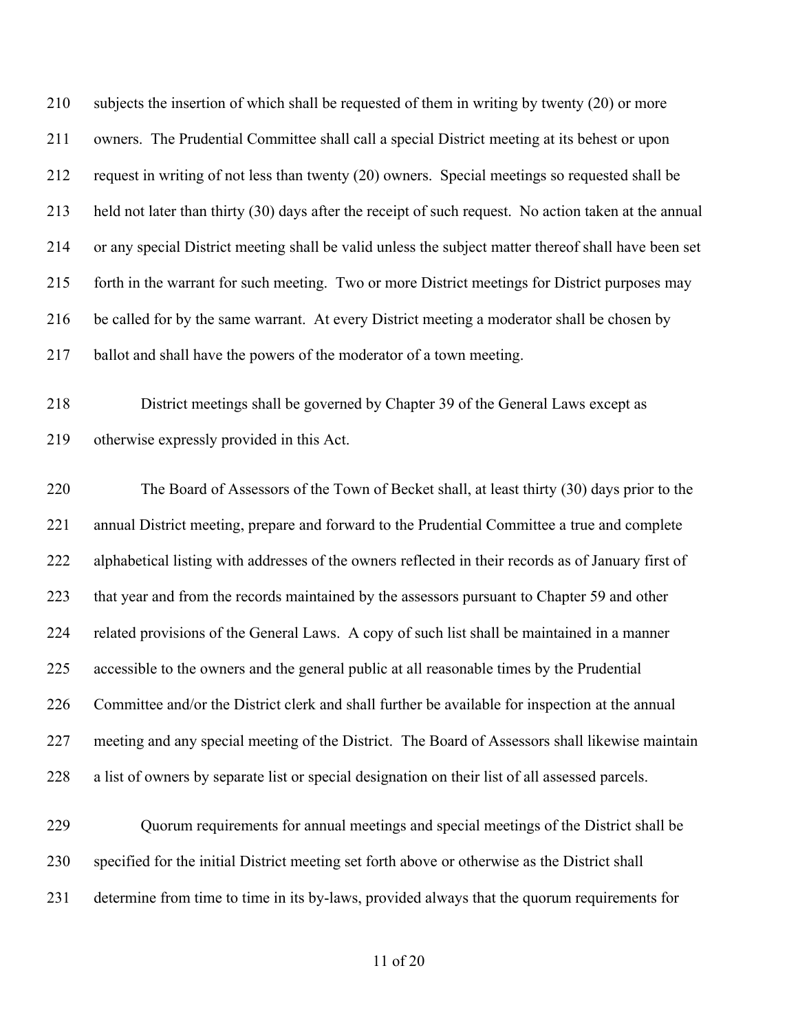subjects the insertion of which shall be requested of them in writing by twenty (20) or more owners. The Prudential Committee shall call a special District meeting at its behest or upon request in writing of not less than twenty (20) owners. Special meetings so requested shall be held not later than thirty (30) days after the receipt of such request. No action taken at the annual or any special District meeting shall be valid unless the subject matter thereof shall have been set forth in the warrant for such meeting. Two or more District meetings for District purposes may be called for by the same warrant. At every District meeting a moderator shall be chosen by ballot and shall have the powers of the moderator of a town meeting.

District meetings shall be governed by Chapter 39 of the General Laws except as otherwise expressly provided in this Act.

The Board of Assessors of the Town of Becket shall, at least thirty (30) days prior to the annual District meeting, prepare and forward to the Prudential Committee a true and complete alphabetical listing with addresses of the owners reflected in their records as of January first of that year and from the records maintained by the assessors pursuant to Chapter 59 and other related provisions of the General Laws. A copy of such list shall be maintained in a manner accessible to the owners and the general public at all reasonable times by the Prudential Committee and/or the District clerk and shall further be available for inspection at the annual meeting and any special meeting of the District. The Board of Assessors shall likewise maintain a list of owners by separate list or special designation on their list of all assessed parcels.

Quorum requirements for annual meetings and special meetings of the District shall be specified for the initial District meeting set forth above or otherwise as the District shall determine from time to time in its by-laws, provided always that the quorum requirements for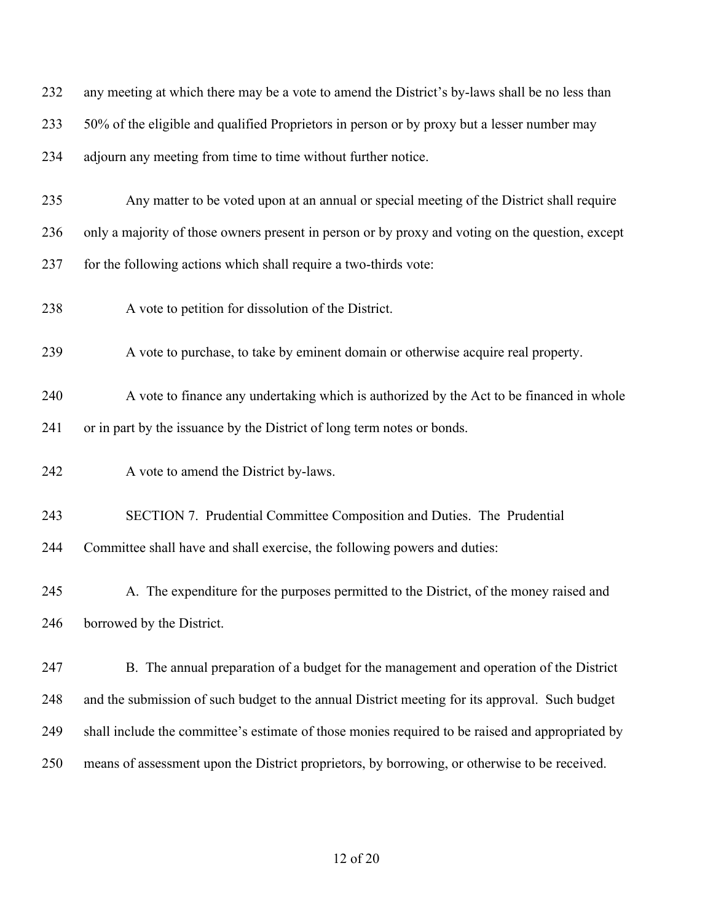any meeting at which there may be a vote to amend the District's by-laws shall be no less than 50% of the eligible and qualified Proprietors in person or by proxy but a lesser number may adjourn any meeting from time to time without further notice.

Any matter to be voted upon at an annual or special meeting of the District shall require only a majority of those owners present in person or by proxy and voting on the question, except for the following actions which shall require a two-thirds vote:

A vote to petition for dissolution of the District.

A vote to purchase, to take by eminent domain or otherwise acquire real property.

A vote to finance any undertaking which is authorized by the Act to be financed in whole or in part by the issuance by the District of long term notes or bonds.

A vote to amend the District by-laws.

SECTION 7. Prudential Committee Composition and Duties. The Prudential Committee shall have and shall exercise, the following powers and duties:

A. The expenditure for the purposes permitted to the District, of the money raised and borrowed by the District.

B. The annual preparation of a budget for the management and operation of the District and the submission of such budget to the annual District meeting for its approval. Such budget shall include the committee's estimate of those monies required to be raised and appropriated by means of assessment upon the District proprietors, by borrowing, or otherwise to be received.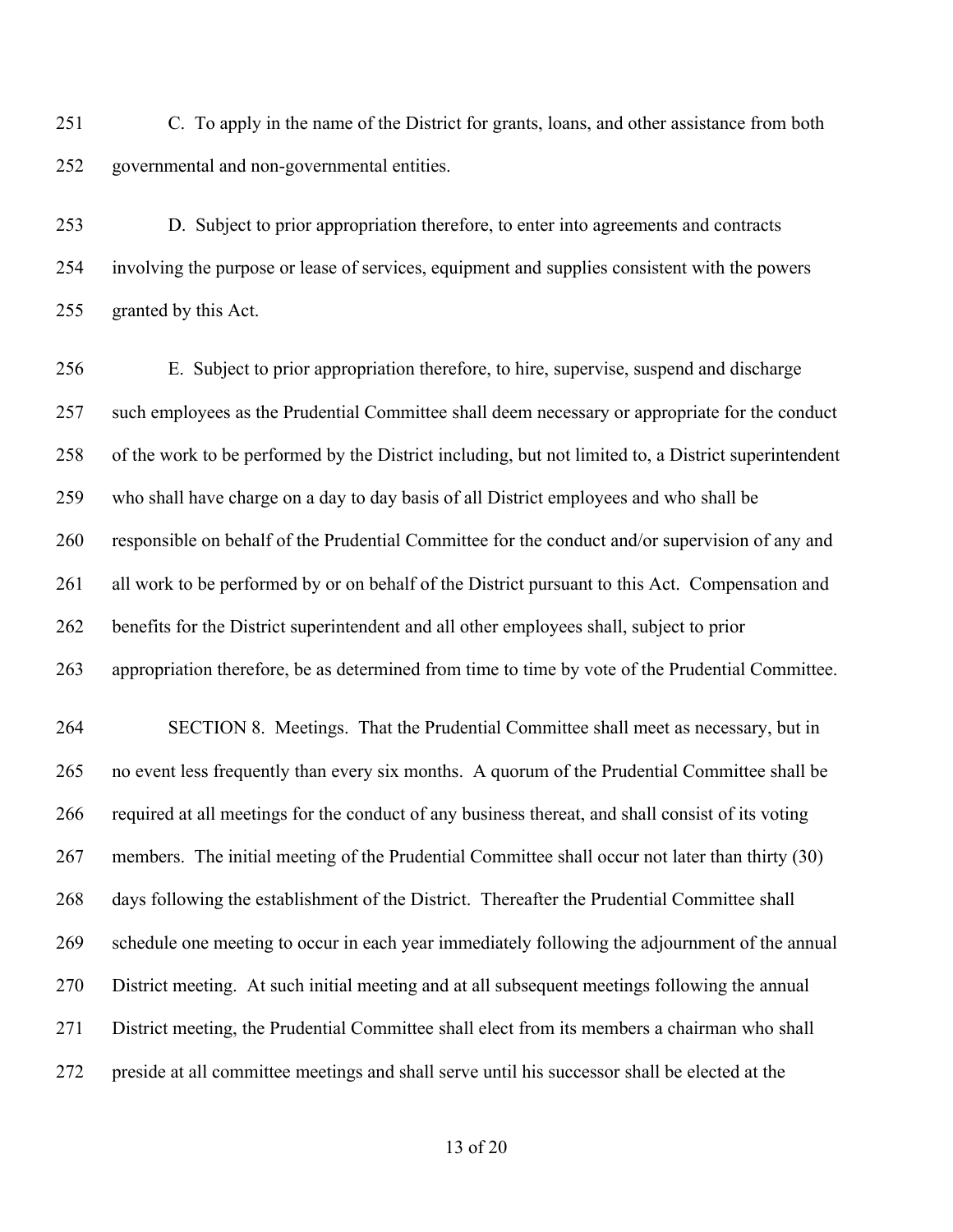C. To apply in the name of the District for grants, loans, and other assistance from both governmental and non-governmental entities.

D. Subject to prior appropriation therefore, to enter into agreements and contracts involving the purpose or lease of services, equipment and supplies consistent with the powers granted by this Act.

E. Subject to prior appropriation therefore, to hire, supervise, suspend and discharge such employees as the Prudential Committee shall deem necessary or appropriate for the conduct of the work to be performed by the District including, but not limited to, a District superintendent who shall have charge on a day to day basis of all District employees and who shall be responsible on behalf of the Prudential Committee for the conduct and/or supervision of any and all work to be performed by or on behalf of the District pursuant to this Act. Compensation and benefits for the District superintendent and all other employees shall, subject to prior appropriation therefore, be as determined from time to time by vote of the Prudential Committee.

SECTION 8. Meetings. That the Prudential Committee shall meet as necessary, but in no event less frequently than every six months. A quorum of the Prudential Committee shall be required at all meetings for the conduct of any business thereat, and shall consist of its voting members. The initial meeting of the Prudential Committee shall occur not later than thirty (30) days following the establishment of the District. Thereafter the Prudential Committee shall schedule one meeting to occur in each year immediately following the adjournment of the annual District meeting. At such initial meeting and at all subsequent meetings following the annual District meeting, the Prudential Committee shall elect from its members a chairman who shall preside at all committee meetings and shall serve until his successor shall be elected at the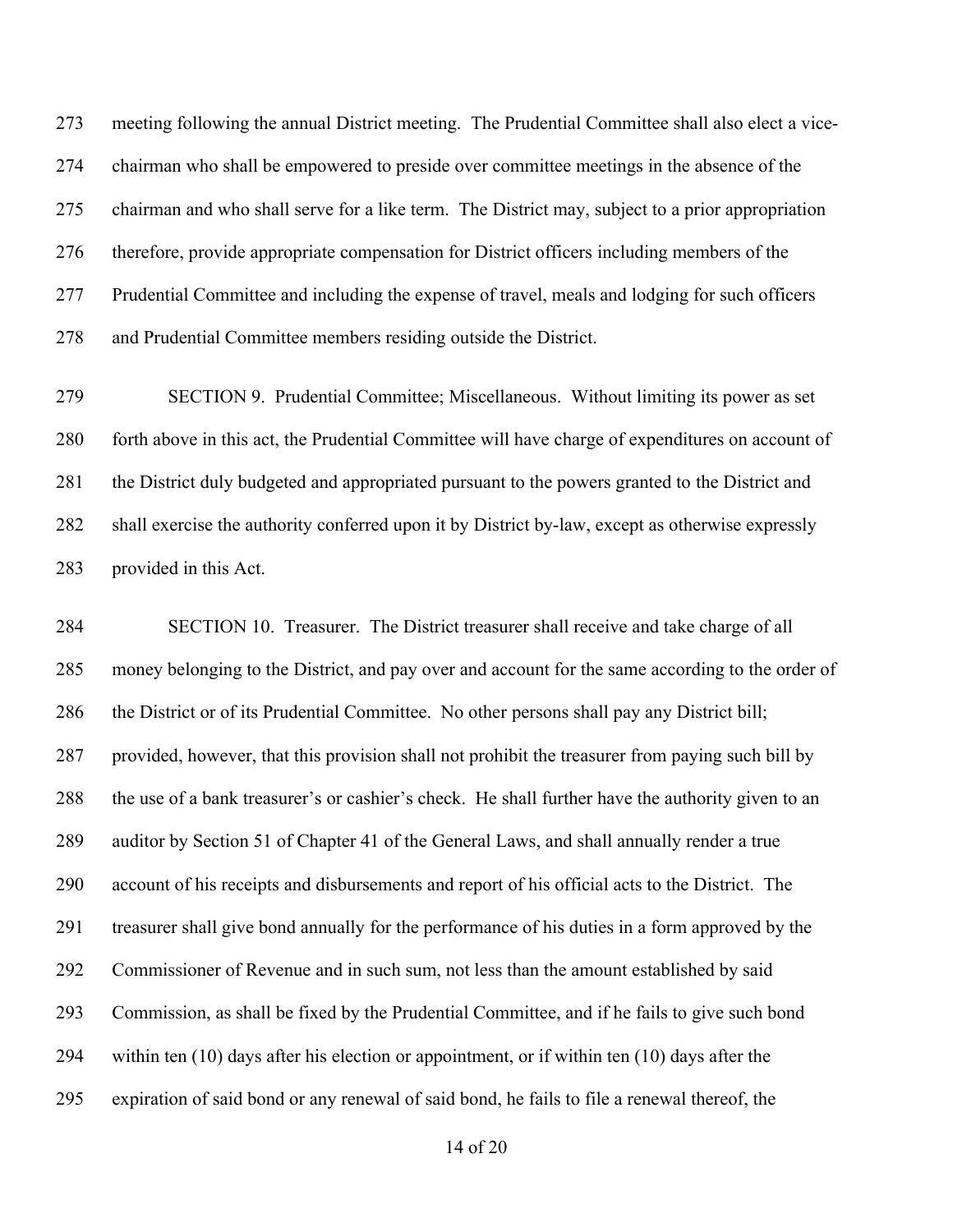meeting following the annual District meeting. The Prudential Committee shall also elect a vice-chairman who shall be empowered to preside over committee meetings in the absence of the chairman and who shall serve for a like term. The District may, subject to a prior appropriation therefore, provide appropriate compensation for District officers including members of the Prudential Committee and including the expense of travel, meals and lodging for such officers and Prudential Committee members residing outside the District.

SECTION 9. Prudential Committee; Miscellaneous. Without limiting its power as set forth above in this act, the Prudential Committee will have charge of expenditures on account of the District duly budgeted and appropriated pursuant to the powers granted to the District and shall exercise the authority conferred upon it by District by-law, except as otherwise expressly provided in this Act.

SECTION 10. Treasurer. The District treasurer shall receive and take charge of all money belonging to the District, and pay over and account for the same according to the order of the District or of its Prudential Committee. No other persons shall pay any District bill; provided, however, that this provision shall not prohibit the treasurer from paying such bill by the use of a bank treasurer's or cashier's check. He shall further have the authority given to an auditor by Section 51 of Chapter 41 of the General Laws, and shall annually render a true account of his receipts and disbursements and report of his official acts to the District. The treasurer shall give bond annually for the performance of his duties in a form approved by the Commissioner of Revenue and in such sum, not less than the amount established by said Commission, as shall be fixed by the Prudential Committee, and if he fails to give such bond within ten (10) days after his election or appointment, or if within ten (10) days after the expiration of said bond or any renewal of said bond, he fails to file a renewal thereof, the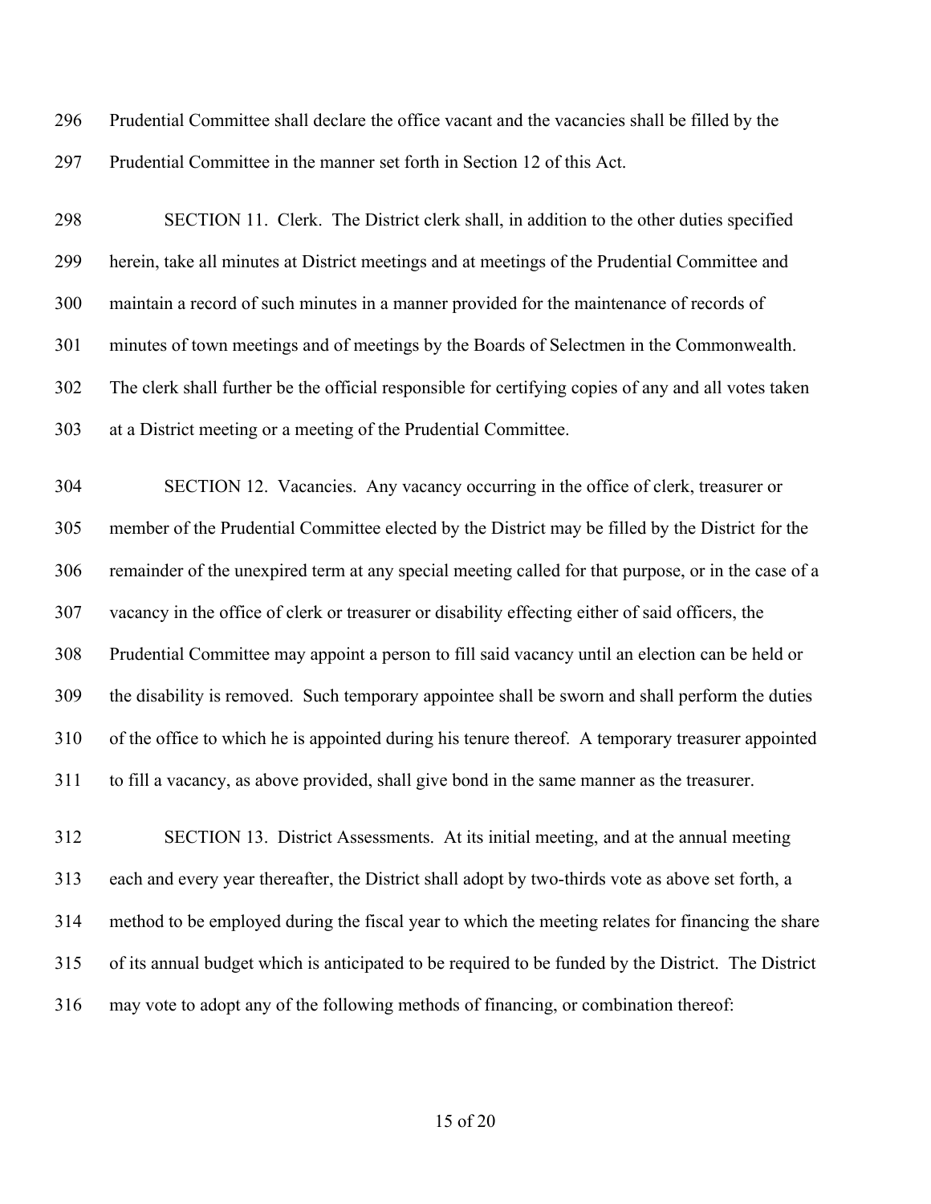Prudential Committee shall declare the office vacant and the vacancies shall be filled by the Prudential Committee in the manner set forth in Section 12 of this Act.

SECTION 11. Clerk. The District clerk shall, in addition to the other duties specified herein, take all minutes at District meetings and at meetings of the Prudential Committee and maintain a record of such minutes in a manner provided for the maintenance of records of minutes of town meetings and of meetings by the Boards of Selectmen in the Commonwealth. The clerk shall further be the official responsible for certifying copies of any and all votes taken at a District meeting or a meeting of the Prudential Committee.

SECTION 12. Vacancies. Any vacancy occurring in the office of clerk, treasurer or member of the Prudential Committee elected by the District may be filled by the District for the remainder of the unexpired term at any special meeting called for that purpose, or in the case of a vacancy in the office of clerk or treasurer or disability effecting either of said officers, the Prudential Committee may appoint a person to fill said vacancy until an election can be held or the disability is removed. Such temporary appointee shall be sworn and shall perform the duties of the office to which he is appointed during his tenure thereof. A temporary treasurer appointed to fill a vacancy, as above provided, shall give bond in the same manner as the treasurer.

SECTION 13. District Assessments. At its initial meeting, and at the annual meeting each and every year thereafter, the District shall adopt by two-thirds vote as above set forth, a method to be employed during the fiscal year to which the meeting relates for financing the share of its annual budget which is anticipated to be required to be funded by the District. The District may vote to adopt any of the following methods of financing, or combination thereof: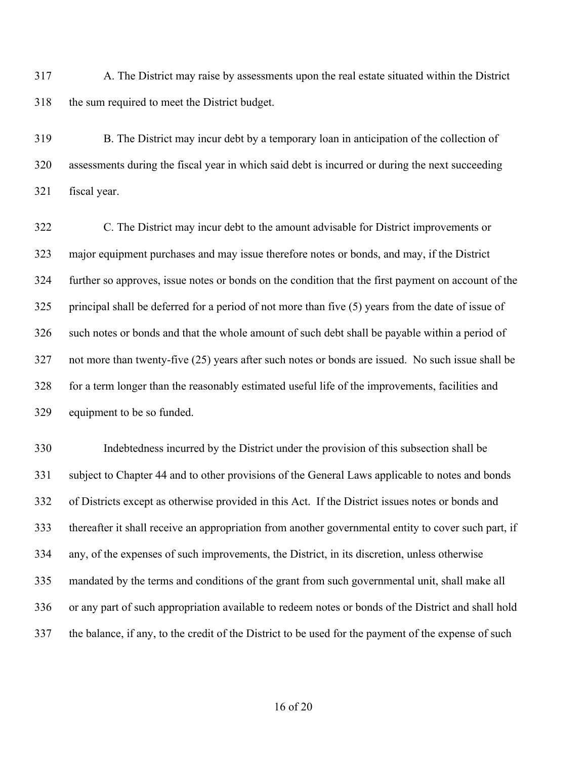A. The District may raise by assessments upon the real estate situated within the District the sum required to meet the District budget.

B. The District may incur debt by a temporary loan in anticipation of the collection of assessments during the fiscal year in which said debt is incurred or during the next succeeding fiscal year.

C. The District may incur debt to the amount advisable for District improvements or major equipment purchases and may issue therefore notes or bonds, and may, if the District further so approves, issue notes or bonds on the condition that the first payment on account of the principal shall be deferred for a period of not more than five (5) years from the date of issue of such notes or bonds and that the whole amount of such debt shall be payable within a period of not more than twenty-five (25) years after such notes or bonds are issued. No such issue shall be for a term longer than the reasonably estimated useful life of the improvements, facilities and equipment to be so funded.

Indebtedness incurred by the District under the provision of this subsection shall be subject to Chapter 44 and to other provisions of the General Laws applicable to notes and bonds of Districts except as otherwise provided in this Act. If the District issues notes or bonds and thereafter it shall receive an appropriation from another governmental entity to cover such part, if any, of the expenses of such improvements, the District, in its discretion, unless otherwise mandated by the terms and conditions of the grant from such governmental unit, shall make all or any part of such appropriation available to redeem notes or bonds of the District and shall hold the balance, if any, to the credit of the District to be used for the payment of the expense of such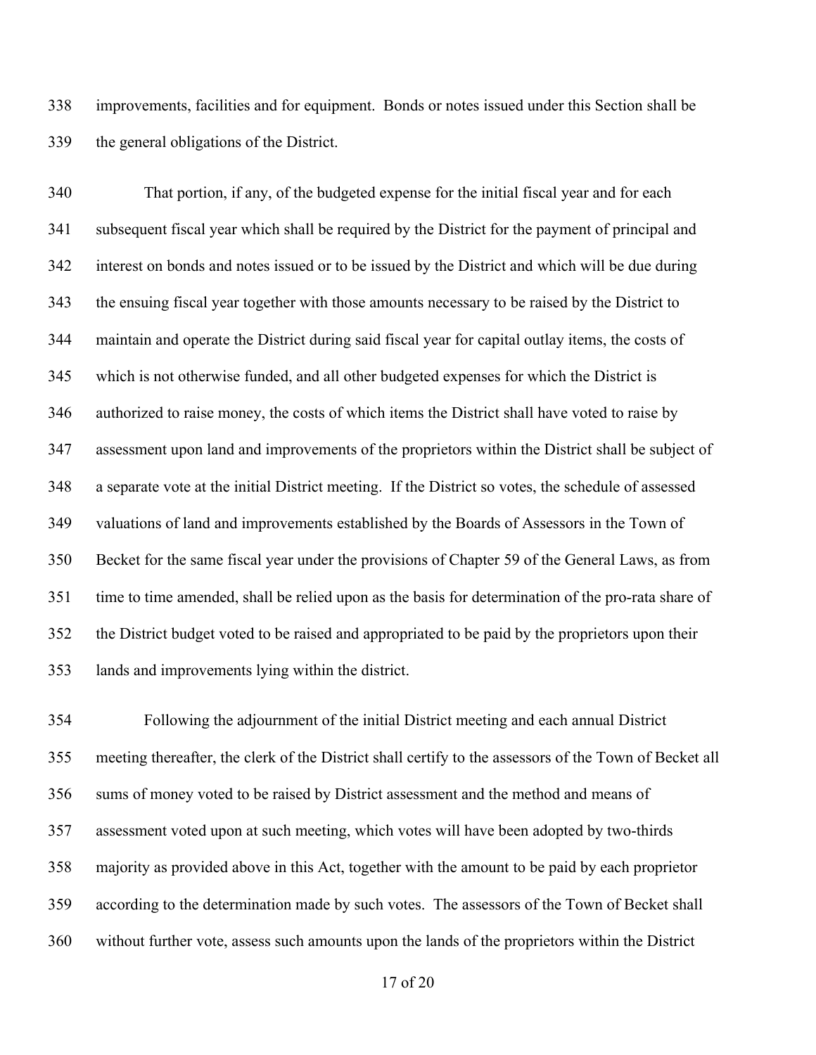improvements, facilities and for equipment. Bonds or notes issued under this Section shall be the general obligations of the District.

That portion, if any, of the budgeted expense for the initial fiscal year and for each subsequent fiscal year which shall be required by the District for the payment of principal and interest on bonds and notes issued or to be issued by the District and which will be due during the ensuing fiscal year together with those amounts necessary to be raised by the District to maintain and operate the District during said fiscal year for capital outlay items, the costs of which is not otherwise funded, and all other budgeted expenses for which the District is authorized to raise money, the costs of which items the District shall have voted to raise by assessment upon land and improvements of the proprietors within the District shall be subject of a separate vote at the initial District meeting. If the District so votes, the schedule of assessed valuations of land and improvements established by the Boards of Assessors in the Town of Becket for the same fiscal year under the provisions of Chapter 59 of the General Laws, as from time to time amended, shall be relied upon as the basis for determination of the pro-rata share of the District budget voted to be raised and appropriated to be paid by the proprietors upon their lands and improvements lying within the district.

Following the adjournment of the initial District meeting and each annual District meeting thereafter, the clerk of the District shall certify to the assessors of the Town of Becket all sums of money voted to be raised by District assessment and the method and means of assessment voted upon at such meeting, which votes will have been adopted by two-thirds majority as provided above in this Act, together with the amount to be paid by each proprietor according to the determination made by such votes. The assessors of the Town of Becket shall without further vote, assess such amounts upon the lands of the proprietors within the District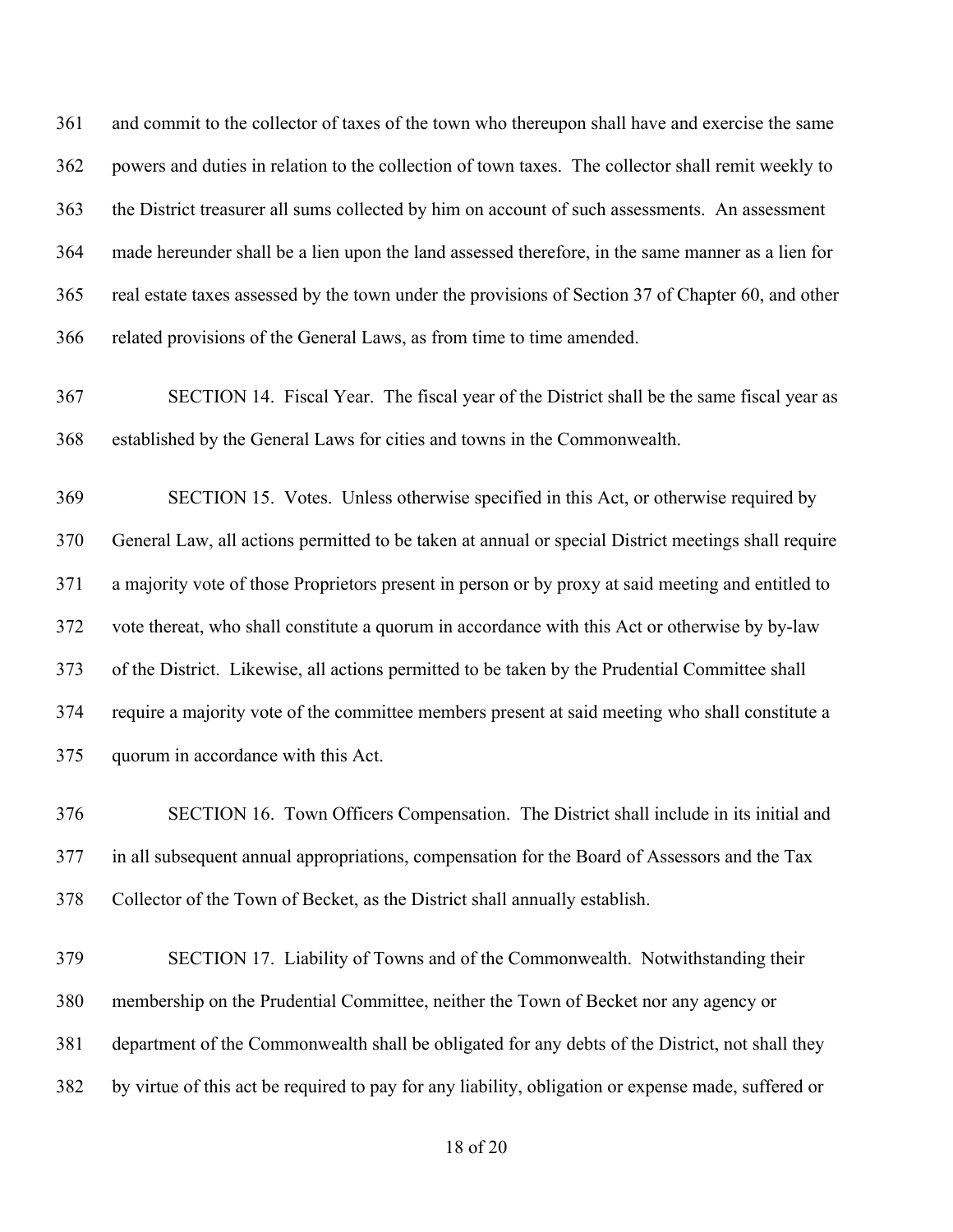and commit to the collector of taxes of the town who thereupon shall have and exercise the same powers and duties in relation to the collection of town taxes. The collector shall remit weekly to the District treasurer all sums collected by him on account of such assessments. An assessment made hereunder shall be a lien upon the land assessed therefore, in the same manner as a lien for real estate taxes assessed by the town under the provisions of Section 37 of Chapter 60, and other related provisions of the General Laws, as from time to time amended.

SECTION 14. Fiscal Year. The fiscal year of the District shall be the same fiscal year as established by the General Laws for cities and towns in the Commonwealth.

SECTION 15. Votes. Unless otherwise specified in this Act, or otherwise required by General Law, all actions permitted to be taken at annual or special District meetings shall require a majority vote of those Proprietors present in person or by proxy at said meeting and entitled to vote thereat, who shall constitute a quorum in accordance with this Act or otherwise by by-law of the District. Likewise, all actions permitted to be taken by the Prudential Committee shall require a majority vote of the committee members present at said meeting who shall constitute a quorum in accordance with this Act.

SECTION 16. Town Officers Compensation. The District shall include in its initial and in all subsequent annual appropriations, compensation for the Board of Assessors and the Tax Collector of the Town of Becket, as the District shall annually establish.

SECTION 17. Liability of Towns and of the Commonwealth. Notwithstanding their membership on the Prudential Committee, neither the Town of Becket nor any agency or department of the Commonwealth shall be obligated for any debts of the District, not shall they by virtue of this act be required to pay for any liability, obligation or expense made, suffered or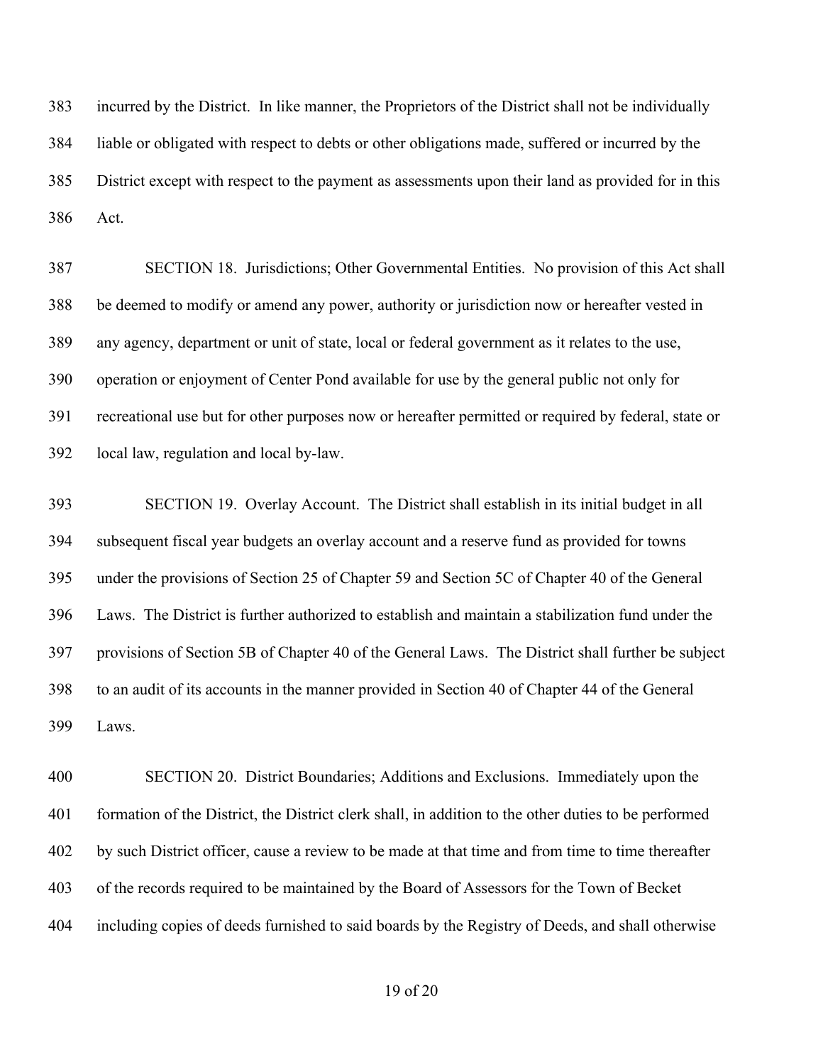incurred by the District. In like manner, the Proprietors of the District shall not be individually liable or obligated with respect to debts or other obligations made, suffered or incurred by the District except with respect to the payment as assessments upon their land as provided for in this Act.

SECTION 18. Jurisdictions; Other Governmental Entities. No provision of this Act shall be deemed to modify or amend any power, authority or jurisdiction now or hereafter vested in any agency, department or unit of state, local or federal government as it relates to the use, operation or enjoyment of Center Pond available for use by the general public not only for recreational use but for other purposes now or hereafter permitted or required by federal, state or local law, regulation and local by-law.

SECTION 19. Overlay Account. The District shall establish in its initial budget in all subsequent fiscal year budgets an overlay account and a reserve fund as provided for towns under the provisions of Section 25 of Chapter 59 and Section 5C of Chapter 40 of the General Laws. The District is further authorized to establish and maintain a stabilization fund under the provisions of Section 5B of Chapter 40 of the General Laws. The District shall further be subject to an audit of its accounts in the manner provided in Section 40 of Chapter 44 of the General Laws.

SECTION 20. District Boundaries; Additions and Exclusions. Immediately upon the formation of the District, the District clerk shall, in addition to the other duties to be performed by such District officer, cause a review to be made at that time and from time to time thereafter of the records required to be maintained by the Board of Assessors for the Town of Becket including copies of deeds furnished to said boards by the Registry of Deeds, and shall otherwise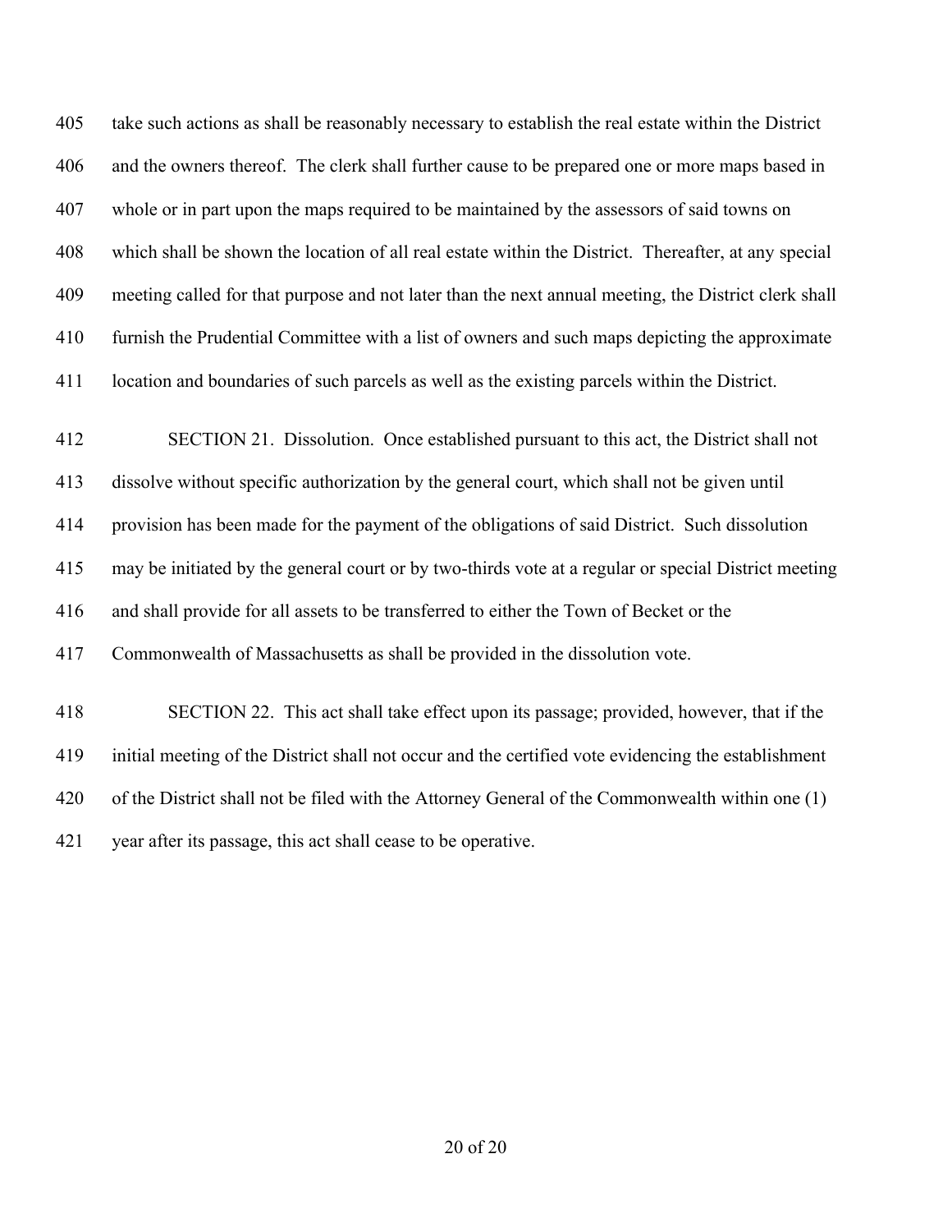take such actions as shall be reasonably necessary to establish the real estate within the District and the owners thereof. The clerk shall further cause to be prepared one or more maps based in whole or in part upon the maps required to be maintained by the assessors of said towns on which shall be shown the location of all real estate within the District. Thereafter, at any special meeting called for that purpose and not later than the next annual meeting, the District clerk shall furnish the Prudential Committee with a list of owners and such maps depicting the approximate location and boundaries of such parcels as well as the existing parcels within the District.

SECTION 21. Dissolution. Once established pursuant to this act, the District shall not dissolve without specific authorization by the general court, which shall not be given until provision has been made for the payment of the obligations of said District. Such dissolution may be initiated by the general court or by two-thirds vote at a regular or special District meeting and shall provide for all assets to be transferred to either the Town of Becket or the Commonwealth of Massachusetts as shall be provided in the dissolution vote.

SECTION 22. This act shall take effect upon its passage; provided, however, that if the initial meeting of the District shall not occur and the certified vote evidencing the establishment of the District shall not be filed with the Attorney General of the Commonwealth within one (1) year after its passage, this act shall cease to be operative.